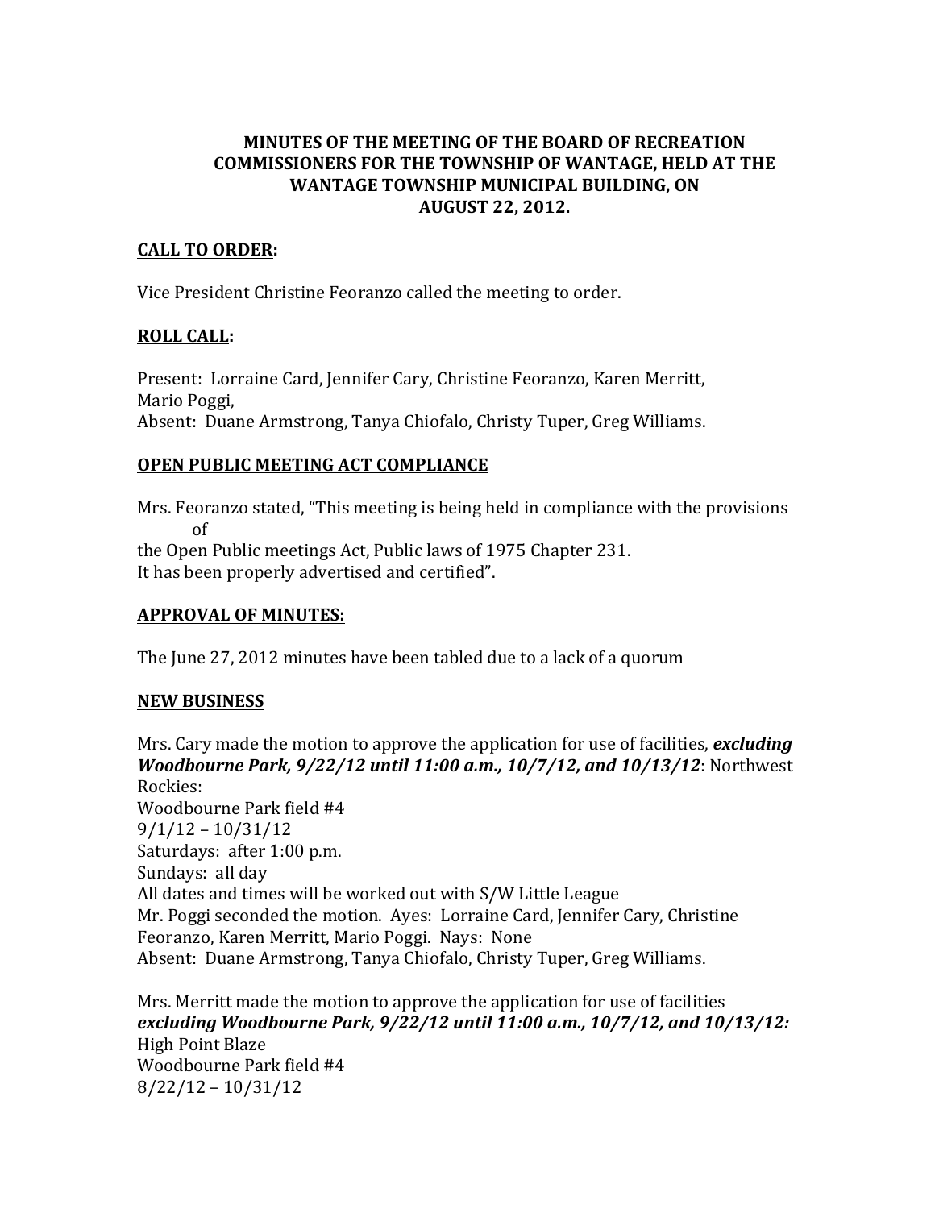**MINUTES OF THE MEETING OF THE BOARD OF RECREATION COMMISSIONERS FOR THE TOWNSHIP OF WANTAGE, HELD AT THE WANTAGE TOWNSHIP MUNICIPAL BUILDING, ON AUGUST 22, 2012.**

## CALL TO ORDER:

Vice President Christine Feoranzo called the meeting to order.

## ROLL CALL:

Present: Lorraine Card, Jennifer Cary, Christine Feoranzo, Karen Merritt, Mario Poggi,
Absent: Duane Armstrong, Tanya Chiofalo, Christy Tuper, Greg Williams.

## OPEN PUBLIC MEETING ACT COMPLIANCE

Mrs. Feoranzo stated, "This meeting is being held in compliance with the provisions of
the Open Public meetings Act, Public laws of 1975 Chapter 231.
It has been properly advertised and certified".

## APPROVAL OF MINUTES:

The June 27, 2012 minutes have been tabled due to a lack of a quorum

## NEW BUSINESS

Mrs. Cary made the motion to approve the application for use of facilities, ***excluding Woodbourne Park, 9/22/12 until 11:00 a.m., 10/7/12, and 10/13/12***: Northwest Rockies:
Woodbourne Park field #4
9/1/12 – 10/31/12
Saturdays: after 1:00 p.m.
Sundays: all day
All dates and times will be worked out with S/W Little League
Mr. Poggi seconded the motion. Ayes: Lorraine Card, Jennifer Cary, Christine Feoranzo, Karen Merritt, Mario Poggi. Nays: None
Absent: Duane Armstrong, Tanya Chiofalo, Christy Tuper, Greg Williams.

Mrs. Merritt made the motion to approve the application for use of facilities ***excluding Woodbourne Park, 9/22/12 until 11:00 a.m., 10/7/12, and 10/13/12:***
High Point Blaze
Woodbourne Park field #4
8/22/12 – 10/31/12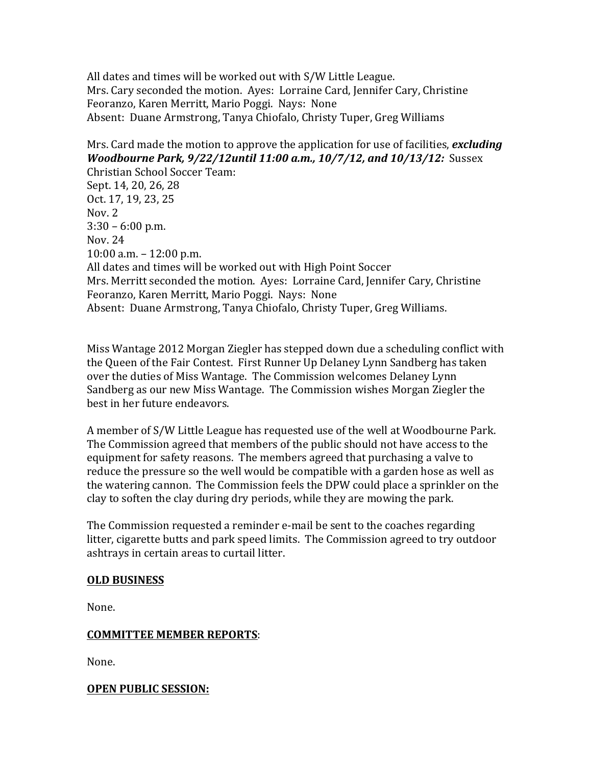All dates and times will be worked out with S/W Little League.
Mrs. Cary seconded the motion. Ayes: Lorraine Card, Jennifer Cary, Christine Feoranzo, Karen Merritt, Mario Poggi. Nays: None
Absent: Duane Armstrong, Tanya Chiofalo, Christy Tuper, Greg Williams

Mrs. Card made the motion to approve the application for use of facilities, ***excluding Woodbourne Park, 9/22/12until 11:00 a.m., 10/7/12, and 10/13/12:*** Sussex Christian School Soccer Team:
Sept. 14, 20, 26, 28
Oct. 17, 19, 23, 25
Nov. 2
3:30 – 6:00 p.m.
Nov. 24
10:00 a.m. – 12:00 p.m.
All dates and times will be worked out with High Point Soccer
Mrs. Merritt seconded the motion. Ayes: Lorraine Card, Jennifer Cary, Christine Feoranzo, Karen Merritt, Mario Poggi. Nays: None
Absent: Duane Armstrong, Tanya Chiofalo, Christy Tuper, Greg Williams.

Miss Wantage 2012 Morgan Ziegler has stepped down due a scheduling conflict with the Queen of the Fair Contest. First Runner Up Delaney Lynn Sandberg has taken over the duties of Miss Wantage. The Commission welcomes Delaney Lynn Sandberg as our new Miss Wantage. The Commission wishes Morgan Ziegler the best in her future endeavors.

A member of S/W Little League has requested use of the well at Woodbourne Park. The Commission agreed that members of the public should not have access to the equipment for safety reasons. The members agreed that purchasing a valve to reduce the pressure so the well would be compatible with a garden hose as well as the watering cannon. The Commission feels the DPW could place a sprinkler on the clay to soften the clay during dry periods, while they are mowing the park.

The Commission requested a reminder e-mail be sent to the coaches regarding litter, cigarette butts and park speed limits. The Commission agreed to try outdoor ashtrays in certain areas to curtail litter.

**<u>OLD BUSINESS</u>**

None.

**<u>COMMITTEE MEMBER REPORTS</u>**:

None.

**<u>OPEN PUBLIC SESSION:</u>**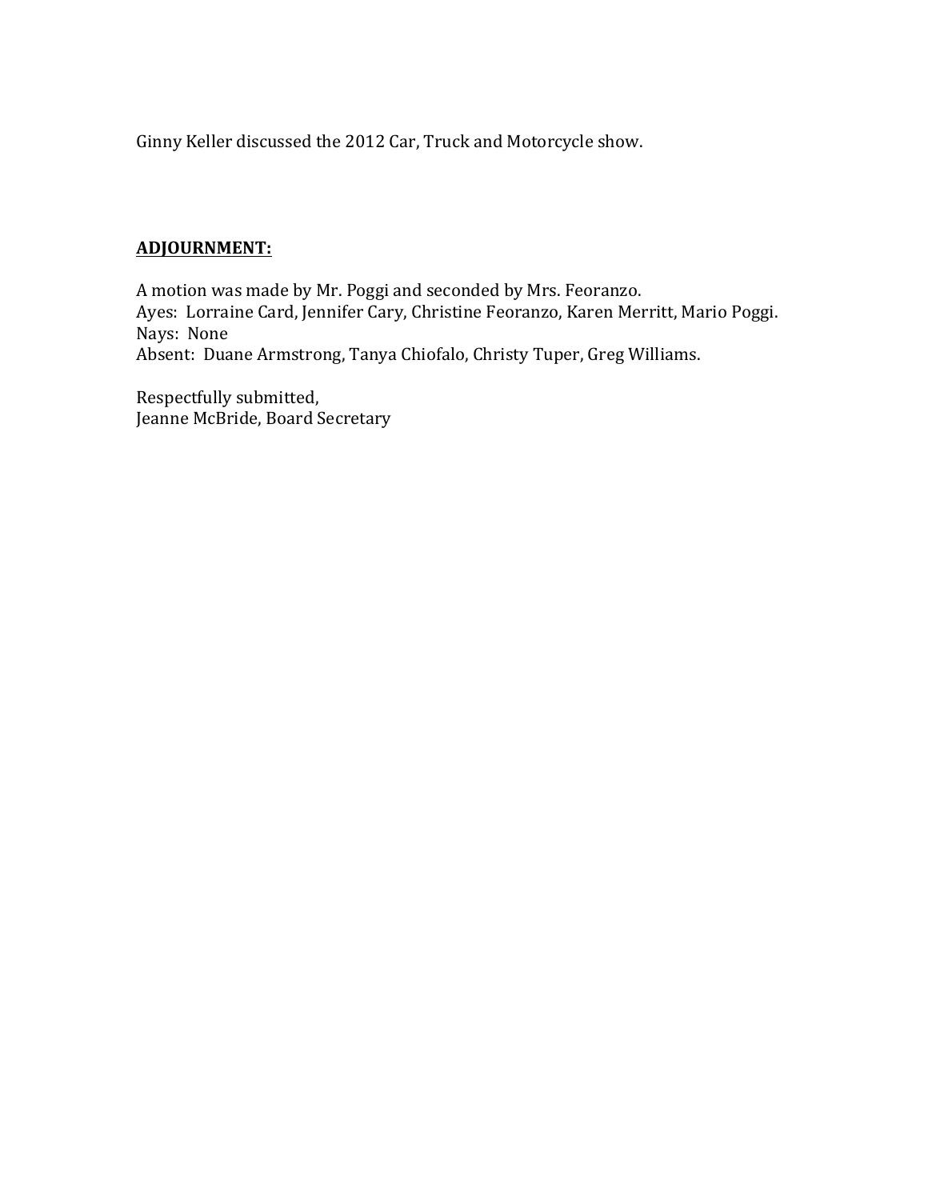Ginny Keller discussed the 2012 Car, Truck and Motorcycle show.

**ADJOURNMENT:**

A motion was made by Mr. Poggi and seconded by Mrs. Feoranzo.
Ayes: Lorraine Card, Jennifer Cary, Christine Feoranzo, Karen Merritt, Mario Poggi.
Nays: None
Absent: Duane Armstrong, Tanya Chiofalo, Christy Tuper, Greg Williams.

Respectfully submitted,
Jeanne McBride, Board Secretary